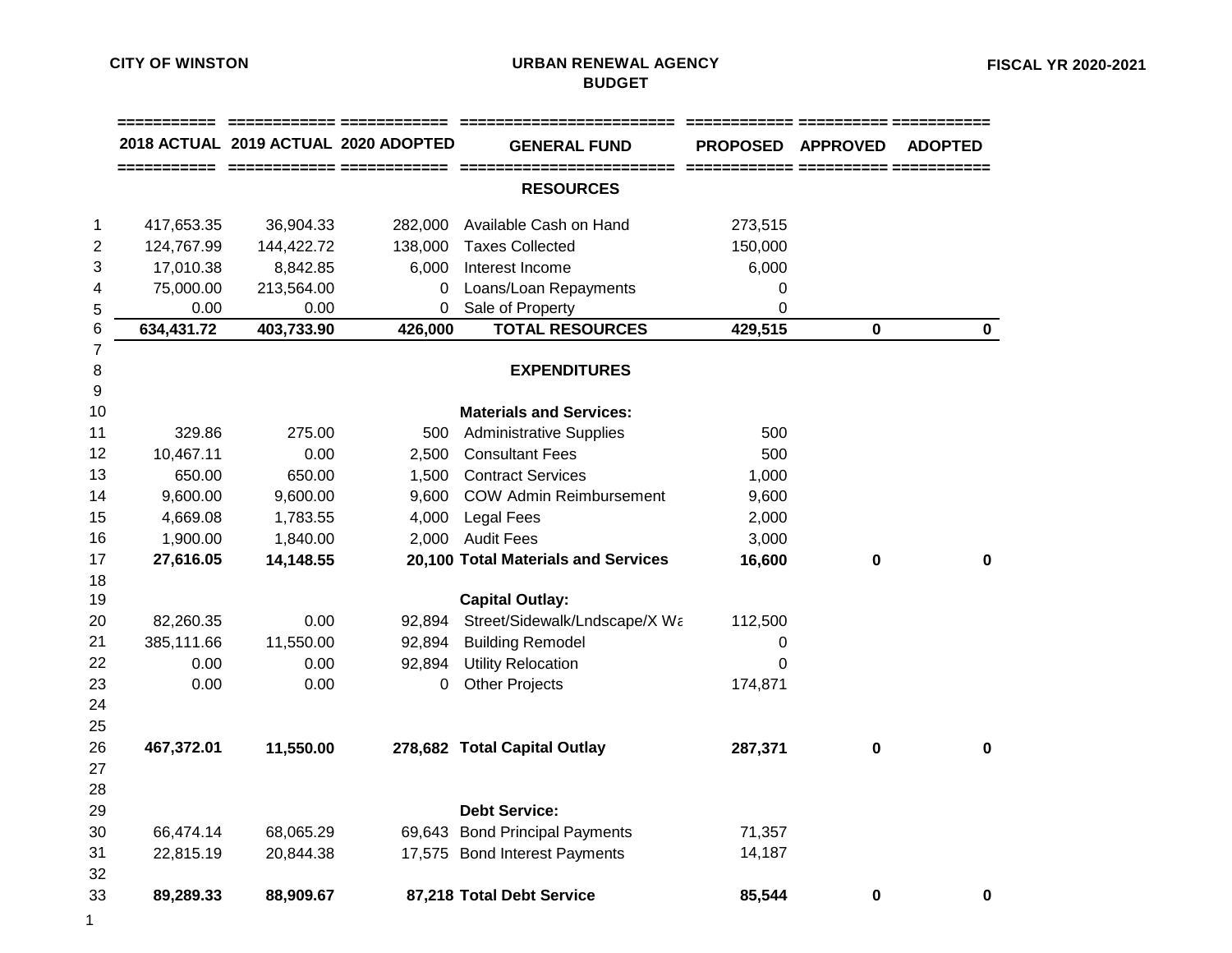**CITY OF WINSTON** | **URBAN RENEWAL AGENCY BUDGET** | **FISCAL YR 2020-2021**

| | 2018 ACTUAL | 2019 ACTUAL | 2020 ADOPTED | GENERAL FUND | PROPOSED | APPROVED | ADOPTED |
|---|---|---|---|---|---|---|---|
| | | | | **RESOURCES** | | | |
| 1 | 417,653.35 | 36,904.33 | 282,000 | Available Cash on Hand | 273,515 | | |
| 2 | 124,767.99 | 144,422.72 | 138,000 | Taxes Collected | 150,000 | | |
| 3 | 17,010.38 | 8,842.85 | 6,000 | Interest Income | 6,000 | | |
| 4 | 75,000.00 | 213,564.00 | 0 | Loans/Loan Repayments | 0 | | |
| 5 | 0.00 | 0.00 | 0 | Sale of Property | 0 | | |
| 6 | **634,431.72** | **403,733.90** | **426,000** | **TOTAL RESOURCES** | **429,515** | **0** | **0** |
| 7 | | | | | | | |
| 8 | | | | **EXPENDITURES** | | | |
| 9 | | | | | | | |
| 10 | | | | **Materials and Services:** | | | |
| 11 | 329.86 | 275.00 | 500 | Administrative Supplies | 500 | | |
| 12 | 10,467.11 | 0.00 | 2,500 | Consultant Fees | 500 | | |
| 13 | 650.00 | 650.00 | 1,500 | Contract Services | 1,000 | | |
| 14 | 9,600.00 | 9,600.00 | 9,600 | COW Admin Reimbursement | 9,600 | | |
| 15 | 4,669.08 | 1,783.55 | 4,000 | Legal Fees | 2,000 | | |
| 16 | 1,900.00 | 1,840.00 | 2,000 | Audit Fees | 3,000 | | |
| 17 | **27,616.05** | **14,148.55** | **20,100** | **Total Materials and Services** | **16,600** | **0** | **0** |
| 18 | | | | | | | |
| 19 | | | | **Capital Outlay:** | | | |
| 20 | 82,260.35 | 0.00 | 92,894 | Street/Sidewalk/Lndscape/X Wa | 112,500 | | |
| 21 | 385,111.66 | 11,550.00 | 92,894 | Building Remodel | 0 | | |
| 22 | 0.00 | 0.00 | 92,894 | Utility Relocation | 0 | | |
| 23 | 0.00 | 0.00 | 0 | Other Projects | 174,871 | | |
| 24 | | | | | | | |
| 25 | | | | | | | |
| 26 | **467,372.01** | **11,550.00** | **278,682** | **Total Capital Outlay** | **287,371** | **0** | **0** |
| 27 | | | | | | | |
| 28 | | | | | | | |
| 29 | | | | **Debt Service:** | | | |
| 30 | 66,474.14 | 68,065.29 | 69,643 | Bond Principal Payments | 71,357 | | |
| 31 | 22,815.19 | 20,844.38 | 17,575 | Bond Interest Payments | 14,187 | | |
| 32 | | | | | | | |
| 33 | **89,289.33** | **88,909.67** | **87,218** | **Total Debt Service** | **85,544** | **0** | **0** |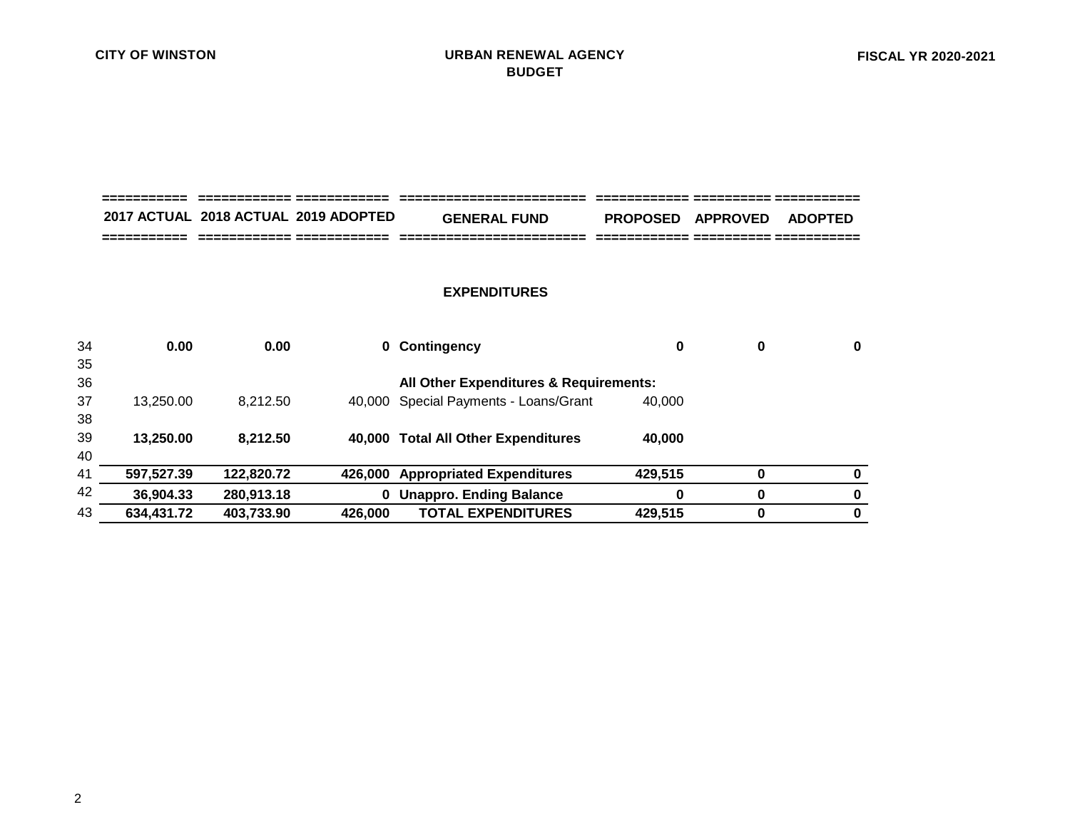CITY OF WINSTON

# URBAN RENEWAL AGENCY BUDGET

FISCAL YR 2020-2021

| | 2017 ACTUAL | 2018 ACTUAL | 2019 ADOPTED | GENERAL FUND | PROPOSED | APPROVED | ADOPTED |
|---|---|---|---|---|---|---|---|
| | | | | **EXPENDITURES** | | | |
| 34 | **0.00** | **0.00** | **0** | **Contingency** | **0** | **0** | **0** |
| 35 | | | | | | | |
| 36 | | | | **All Other Expenditures & Requirements:** | | | |
| 37 | 13,250.00 | 8,212.50 | 40,000 | Special Payments - Loans/Grant | 40,000 | | |
| 38 | | | | | | | |
| 39 | **13,250.00** | **8,212.50** | **40,000** | **Total All Other Expenditures** | **40,000** | | |
| 40 | | | | | | | |
| 41 | **597,527.39** | **122,820.72** | **426,000** | **Appropriated Expenditures** | **429,515** | **0** | **0** |
| 42 | **36,904.33** | **280,913.18** | **0** | **Unappro. Ending Balance** | **0** | **0** | **0** |
| 43 | **634,431.72** | **403,733.90** | **426,000** | **TOTAL EXPENDITURES** | **429,515** | **0** | **0** |